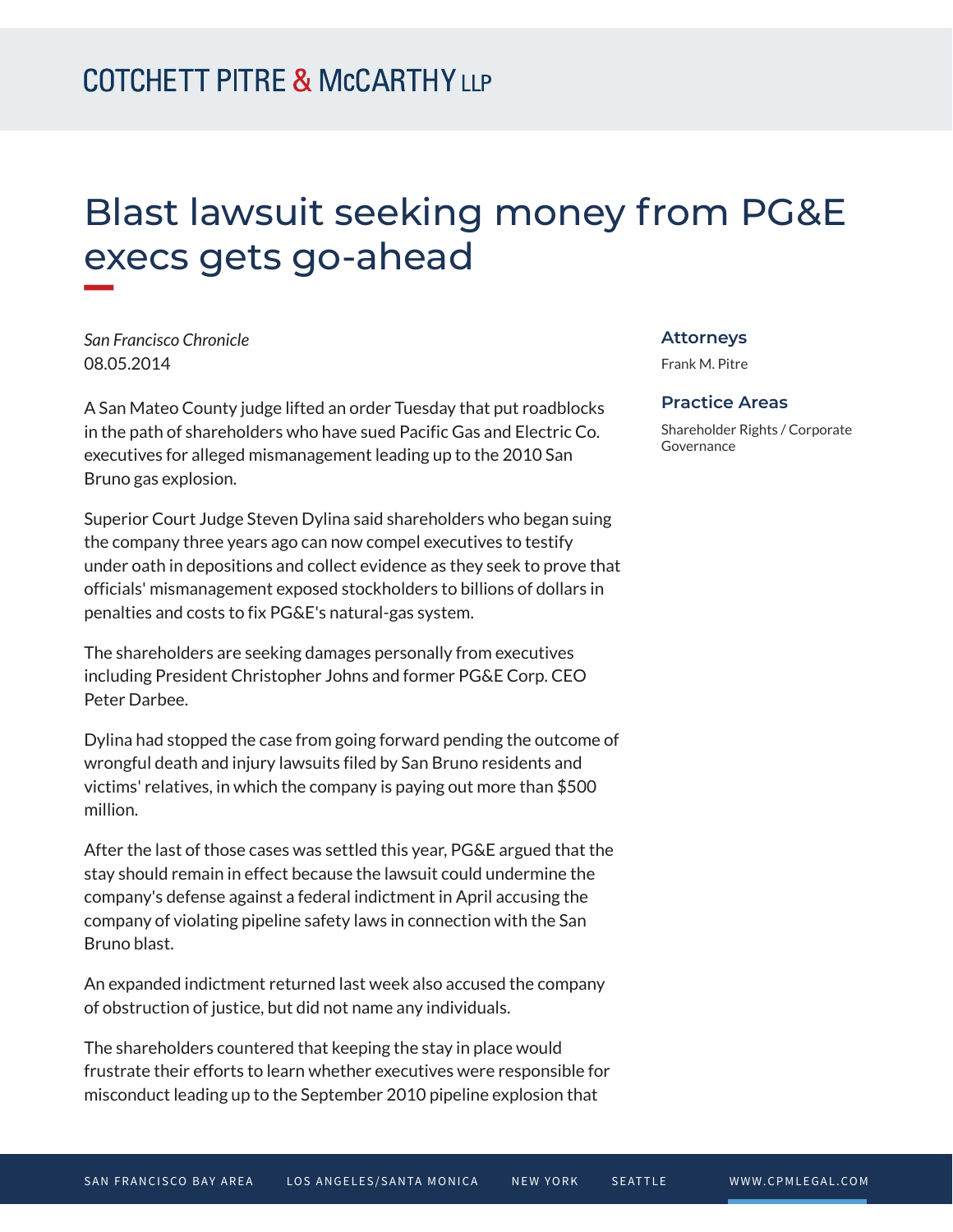# Blast lawsuit seeking money from PG&E execs gets go-ahead

*San Francisco Chronicle*
08.05.2014

A San Mateo County judge lifted an order Tuesday that put roadblocks in the path of shareholders who have sued Pacific Gas and Electric Co. executives for alleged mismanagement leading up to the 2010 San Bruno gas explosion.

Superior Court Judge Steven Dylina said shareholders who began suing the company three years ago can now compel executives to testify under oath in depositions and collect evidence as they seek to prove that officials' mismanagement exposed stockholders to billions of dollars in penalties and costs to fix PG&E's natural-gas system.

The shareholders are seeking damages personally from executives including President Christopher Johns and former PG&E Corp. CEO Peter Darbee.

Dylina had stopped the case from going forward pending the outcome of wrongful death and injury lawsuits filed by San Bruno residents and victims' relatives, in which the company is paying out more than $500 million.

After the last of those cases was settled this year, PG&E argued that the stay should remain in effect because the lawsuit could undermine the company's defense against a federal indictment in April accusing the company of violating pipeline safety laws in connection with the San Bruno blast.

An expanded indictment returned last week also accused the company of obstruction of justice, but did not name any individuals.

The shareholders countered that keeping the stay in place would frustrate their efforts to learn whether executives were responsible for misconduct leading up to the September 2010 pipeline explosion that

## Attorneys

Frank M. Pitre

## Practice Areas

Shareholder Rights / Corporate Governance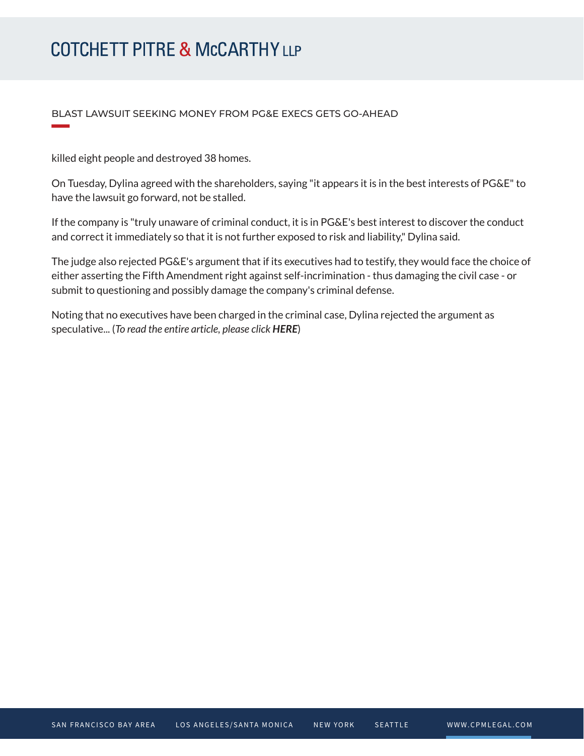killed eight people and destroyed 38 homes.

On Tuesday, Dylina agreed with the shareholders, saying "it appears it is in the best interests of PG&E" to have the lawsuit go forward, not be stalled.

If the company is "truly unaware of criminal conduct, it is in PG&E's best interest to discover the conduct and correct it immediately so that it is not further exposed to risk and liability," Dylina said.

The judge also rejected PG&E's argument that if its executives had to testify, they would face the choice of either asserting the Fifth Amendment right against self-incrimination - thus damaging the civil case - or submit to questioning and possibly damage the company's criminal defense.

Noting that no executives have been charged in the criminal case, Dylina rejected the argument as speculative... (*To read the entire article, please click **HERE***)